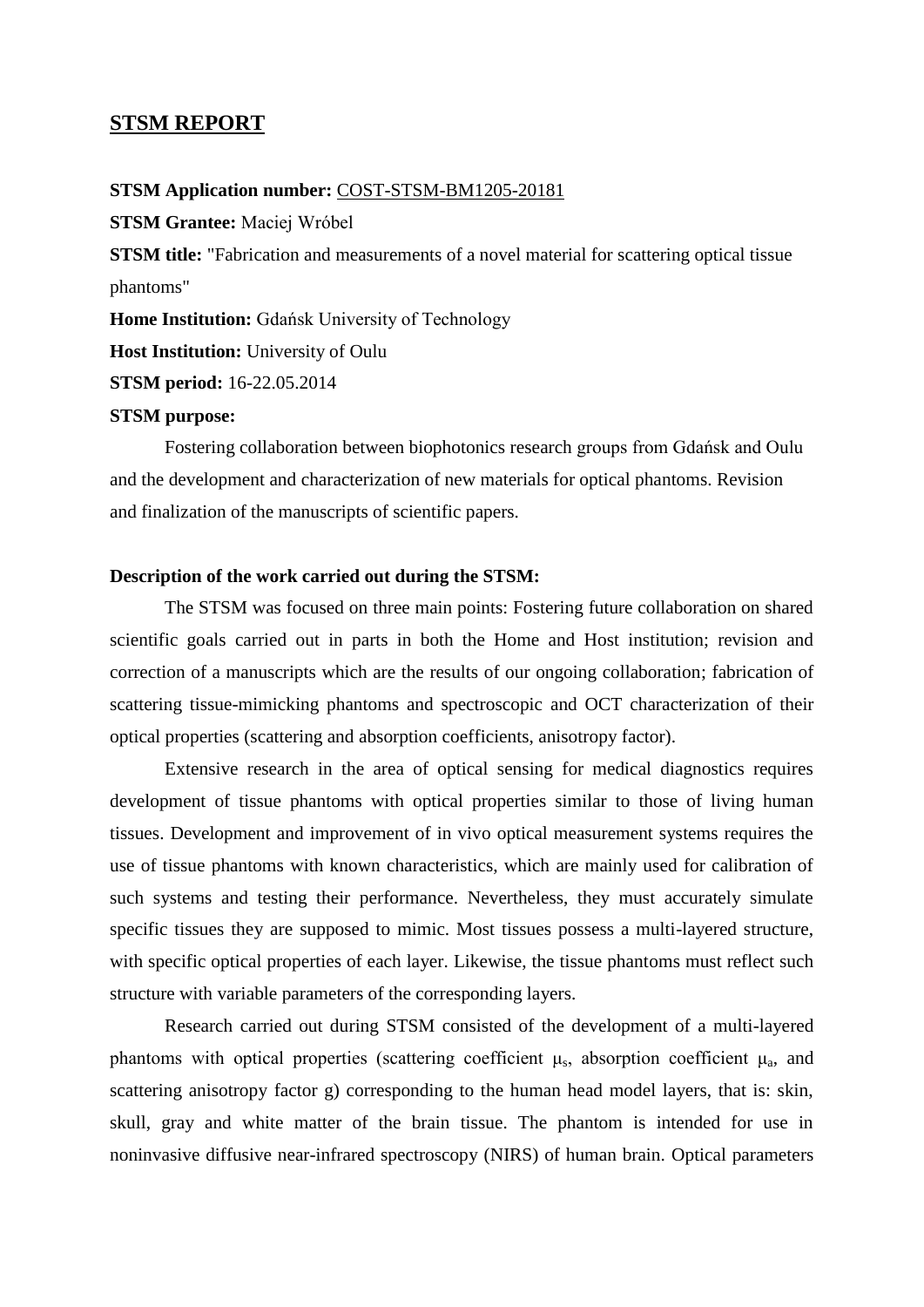# STSM REPORT

**STSM Application number:** COST-STSM-BM1205-20181

**STSM Grantee:** Maciej Wróbel

**STSM title:** "Fabrication and measurements of a novel material for scattering optical tissue phantoms"

**Home Institution:** Gdańsk University of Technology

**Host Institution:** University of Oulu

**STSM period:** 16-22.05.2014

**STSM purpose:**

Fostering collaboration between biophotonics research groups from Gdańsk and Oulu and the development and characterization of new materials for optical phantoms. Revision and finalization of the manuscripts of scientific papers.

**Description of the work carried out during the STSM:**

The STSM was focused on three main points: Fostering future collaboration on shared scientific goals carried out in parts in both the Home and Host institution; revision and correction of a manuscripts which are the results of our ongoing collaboration; fabrication of scattering tissue-mimicking phantoms and spectroscopic and OCT characterization of their optical properties (scattering and absorption coefficients, anisotropy factor).

Extensive research in the area of optical sensing for medical diagnostics requires development of tissue phantoms with optical properties similar to those of living human tissues. Development and improvement of in vivo optical measurement systems requires the use of tissue phantoms with known characteristics, which are mainly used for calibration of such systems and testing their performance. Nevertheless, they must accurately simulate specific tissues they are supposed to mimic. Most tissues possess a multi-layered structure, with specific optical properties of each layer. Likewise, the tissue phantoms must reflect such structure with variable parameters of the corresponding layers.

Research carried out during STSM consisted of the development of a multi-layered phantoms with optical properties (scattering coefficient $\mu_s$, absorption coefficient $\mu_a$, and scattering anisotropy factor g) corresponding to the human head model layers, that is: skin, skull, gray and white matter of the brain tissue. The phantom is intended for use in noninvasive diffusive near-infrared spectroscopy (NIRS) of human brain. Optical parameters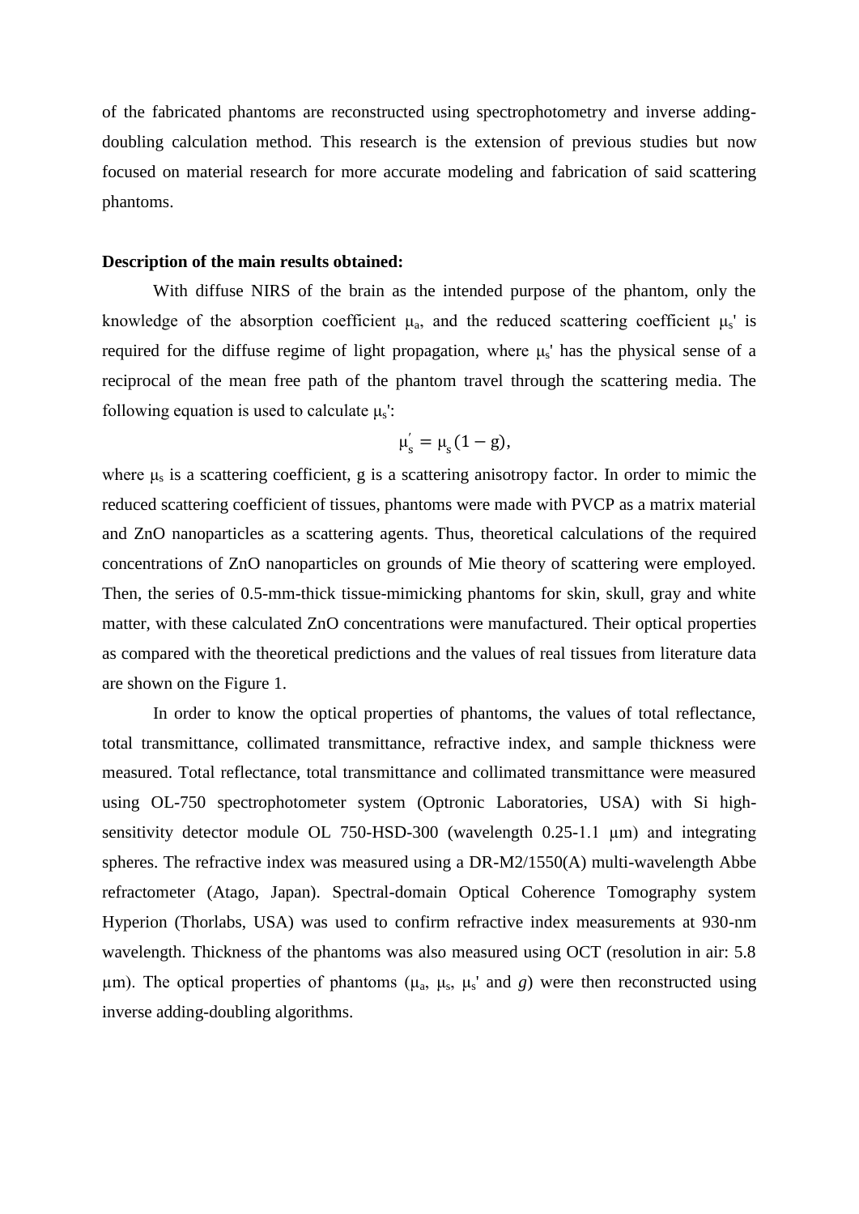of the fabricated phantoms are reconstructed using spectrophotometry and inverse adding-doubling calculation method. This research is the extension of previous studies but now focused on material research for more accurate modeling and fabrication of said scattering phantoms.

**Description of the main results obtained:**

With diffuse NIRS of the brain as the intended purpose of the phantom, only the knowledge of the absorption coefficient $\mu_a$, and the reduced scattering coefficient $\mu_s'$ is required for the diffuse regime of light propagation, where $\mu_s'$ has the physical sense of a reciprocal of the mean free path of the phantom travel through the scattering media. The following equation is used to calculate $\mu_s'$:

$$\mu_s' = \mu_s (1 - g),$$

where $\mu_s$ is a scattering coefficient, g is a scattering anisotropy factor. In order to mimic the reduced scattering coefficient of tissues, phantoms were made with PVCP as a matrix material and ZnO nanoparticles as a scattering agents. Thus, theoretical calculations of the required concentrations of ZnO nanoparticles on grounds of Mie theory of scattering were employed. Then, the series of 0.5-mm-thick tissue-mimicking phantoms for skin, skull, gray and white matter, with these calculated ZnO concentrations were manufactured. Their optical properties as compared with the theoretical predictions and the values of real tissues from literature data are shown on the Figure 1.

In order to know the optical properties of phantoms, the values of total reflectance, total transmittance, collimated transmittance, refractive index, and sample thickness were measured. Total reflectance, total transmittance and collimated transmittance were measured using OL-750 spectrophotometer system (Optronic Laboratories, USA) with Si high-sensitivity detector module OL 750-HSD-300 (wavelength 0.25-1.1 μm) and integrating spheres. The refractive index was measured using a DR-M2/1550(A) multi-wavelength Abbe refractometer (Atago, Japan). Spectral-domain Optical Coherence Tomography system Hyperion (Thorlabs, USA) was used to confirm refractive index measurements at 930-nm wavelength. Thickness of the phantoms was also measured using OCT (resolution in air: 5.8 μm). The optical properties of phantoms ($\mu_a$, $\mu_s$, $\mu_s'$ and $g$) were then reconstructed using inverse adding-doubling algorithms.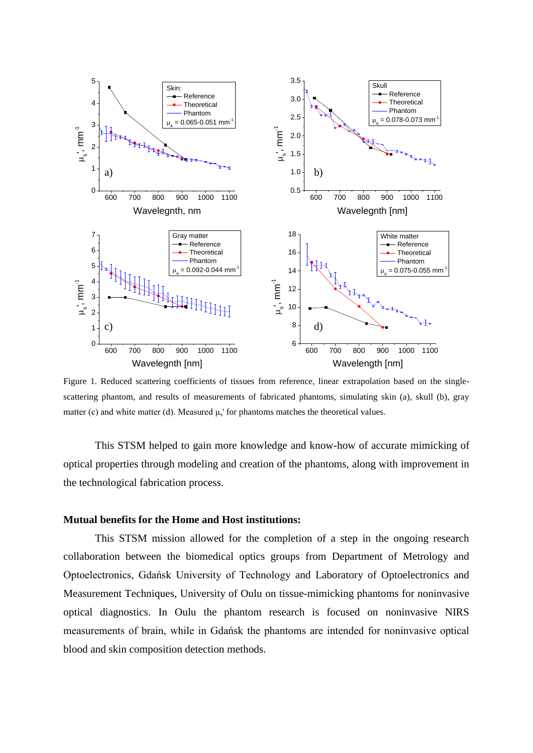Figure 1. Reduced scattering coefficients of tissues from reference, linear extrapolation based on the single-scattering phantom, and results of measurements of fabricated phantoms, simulating skin (a), skull (b), gray matter (c) and white matter (d). Measured $\mu_s'$ for phantoms matches the theoretical values.

This STSM helped to gain more knowledge and know-how of accurate mimicking of optical properties through modeling and creation of the phantoms, along with improvement in the technological fabrication process.

**Mutual benefits for the Home and Host institutions:**

This STSM mission allowed for the completion of a step in the ongoing research collaboration between the biomedical optics groups from Department of Metrology and Optoelectronics, Gdańsk University of Technology and Laboratory of Optoelectronics and Measurement Techniques, University of Oulu on tissue-mimicking phantoms for noninvasive optical diagnostics. In Oulu the phantom research is focused on noninvasive NIRS measurements of brain, while in Gdańsk the phantoms are intended for noninvasive optical blood and skin composition detection methods.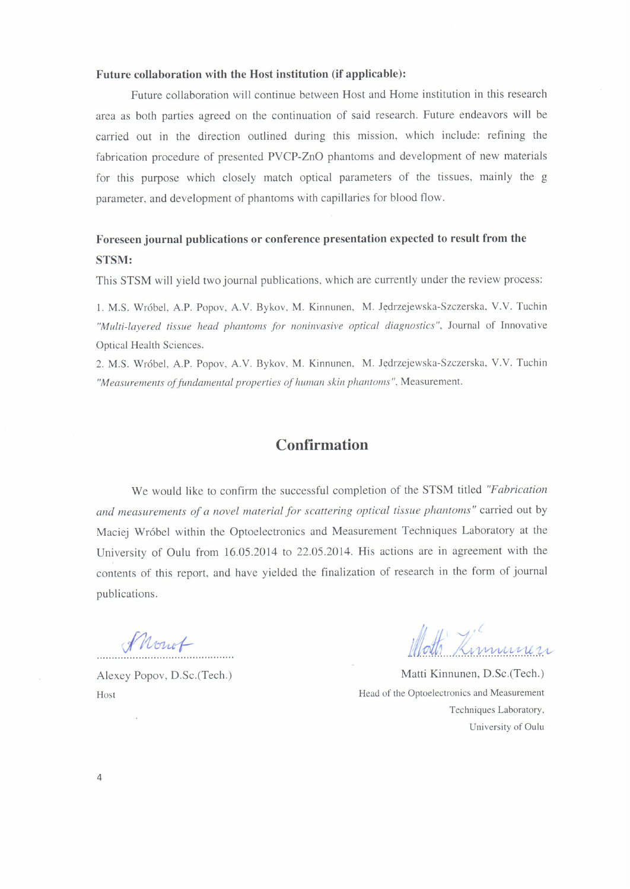**Future collaboration with the Host institution (if applicable):**

Future collaboration will continue between Host and Home institution in this research area as both parties agreed on the continuation of said research. Future endeavors will be carried out in the direction outlined during this mission, which include: refining the fabrication procedure of presented PVCP-ZnO phantoms and development of new materials for this purpose which closely match optical parameters of the tissues, mainly the g parameter, and development of phantoms with capillaries for blood flow.

**Foreseen journal publications or conference presentation expected to result from the STSM:**

This STSM will yield two journal publications, which are currently under the review process:

1. M.S. Wróbel, A.P. Popov, A.V. Bykov, M. Kinnunen, M. Jędrzejewska-Szczerska, V.V. Tuchin *"Multi-layered tissue head phantoms for noninvasive optical diagnostics"*, Journal of Innovative Optical Health Sciences.
2. M.S. Wróbel, A.P. Popov, A.V. Bykov, M. Kinnunen, M. Jędrzejewska-Szczerska, V.V. Tuchin *"Measurements of fundamental properties of human skin phantoms"*, Measurement.

## Confirmation

We would like to confirm the successful completion of the STSM titled *"Fabrication and measurements of a novel material for scattering optical tissue phantoms"* carried out by Maciej Wróbel within the Optoelectronics and Measurement Techniques Laboratory at the University of Oulu from 16.05.2014 to 22.05.2014. His actions are in agreement with the contents of this report, and have yielded the finalization of research in the form of journal publications.

Alexey Popov, D.Sc.(Tech.)
Host

Matti Kinnunen, D.Sc.(Tech.)
Head of the Optoelectronics and Measurement Techniques Laboratory,
University of Oulu